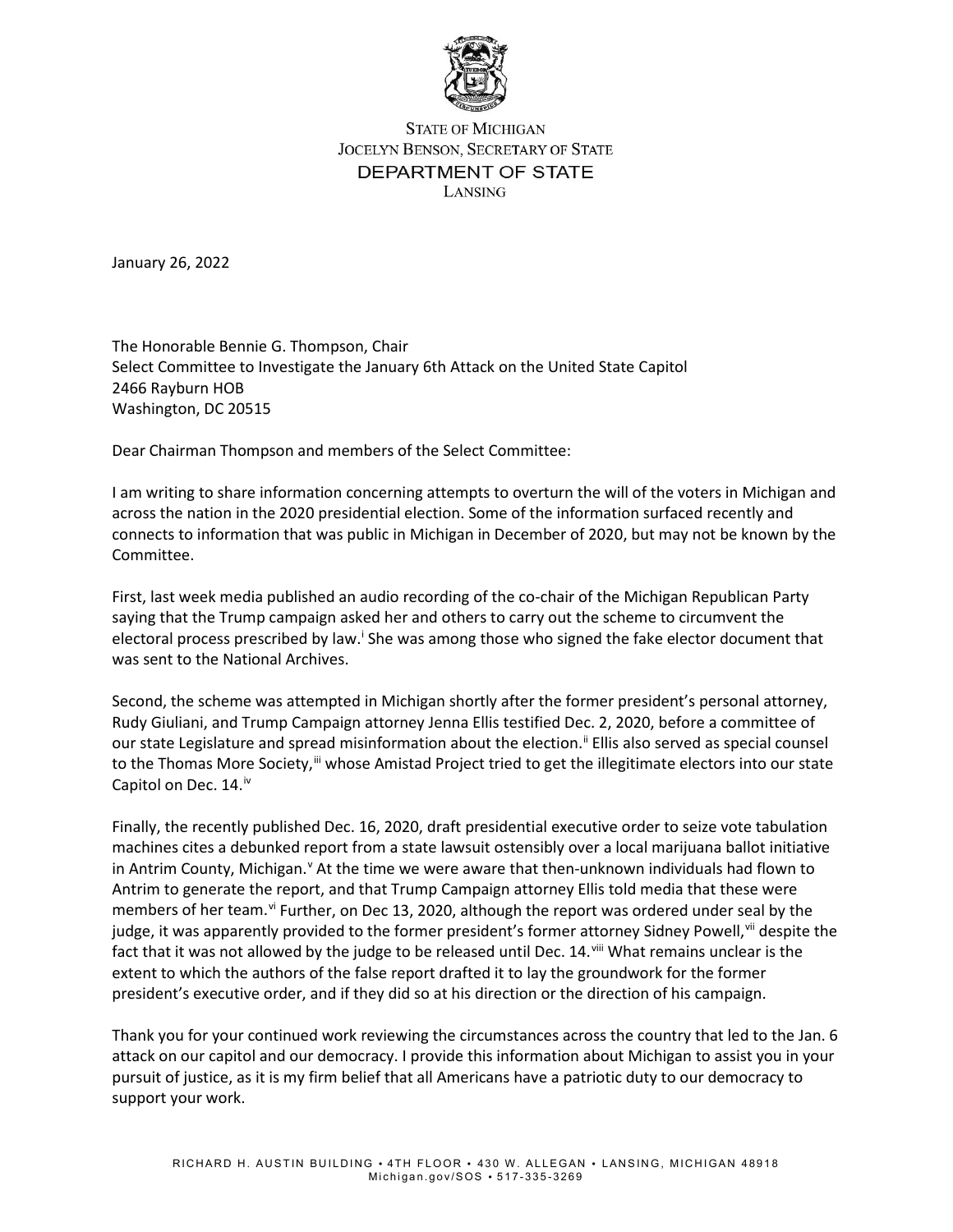STATE OF MICHIGAN
JOCELYN BENSON, SECRETARY OF STATE
DEPARTMENT OF STATE
LANSING

January 26, 2022

The Honorable Bennie G. Thompson, Chair
Select Committee to Investigate the January 6th Attack on the United State Capitol
2466 Rayburn HOB
Washington, DC 20515

Dear Chairman Thompson and members of the Select Committee:

I am writing to share information concerning attempts to overturn the will of the voters in Michigan and across the nation in the 2020 presidential election. Some of the information surfaced recently and connects to information that was public in Michigan in December of 2020, but may not be known by the Committee.

First, last week media published an audio recording of the co-chair of the Michigan Republican Party saying that the Trump campaign asked her and others to carry out the scheme to circumvent the electoral process prescribed by law.[i] She was among those who signed the fake elector document that was sent to the National Archives.

Second, the scheme was attempted in Michigan shortly after the former president's personal attorney, Rudy Giuliani, and Trump Campaign attorney Jenna Ellis testified Dec. 2, 2020, before a committee of our state Legislature and spread misinformation about the election.[ii] Ellis also served as special counsel to the Thomas More Society,[iii] whose Amistad Project tried to get the illegitimate electors into our state Capitol on Dec. 14.[iv]

Finally, the recently published Dec. 16, 2020, draft presidential executive order to seize vote tabulation machines cites a debunked report from a state lawsuit ostensibly over a local marijuana ballot initiative in Antrim County, Michigan.[v] At the time we were aware that then-unknown individuals had flown to Antrim to generate the report, and that Trump Campaign attorney Ellis told media that these were members of her team.[vi] Further, on Dec 13, 2020, although the report was ordered under seal by the judge, it was apparently provided to the former president's former attorney Sidney Powell,[vii] despite the fact that it was not allowed by the judge to be released until Dec. 14.[viii] What remains unclear is the extent to which the authors of the false report drafted it to lay the groundwork for the former president's executive order, and if they did so at his direction or the direction of his campaign.

Thank you for your continued work reviewing the circumstances across the country that led to the Jan. 6 attack on our capitol and our democracy. I provide this information about Michigan to assist you in your pursuit of justice, as it is my firm belief that all Americans have a patriotic duty to our democracy to support your work.

RICHARD H. AUSTIN BUILDING • 4TH FLOOR • 430 W. ALLEGAN • LANSING, MICHIGAN 48918
Michigan.gov/SOS • 517-335-3269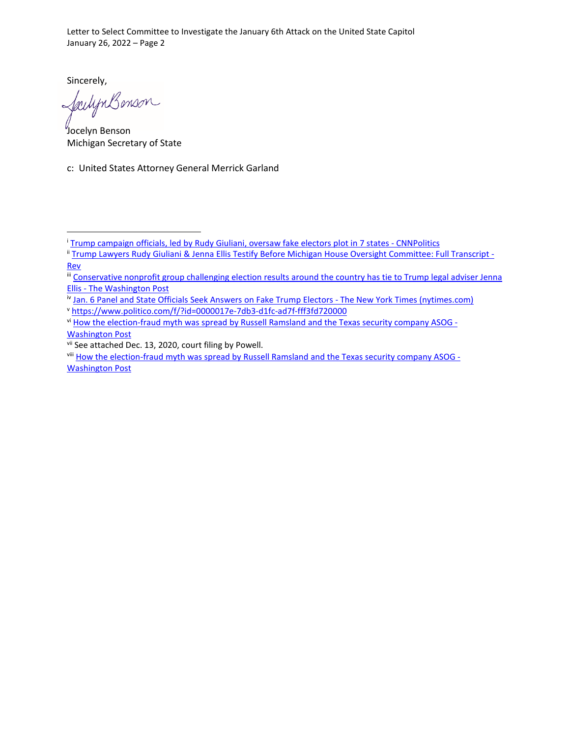Sincerely,

Jocelyn Benson
Michigan Secretary of State

c: United States Attorney General Merrick Garland

---

[i] Trump campaign officials, led by Rudy Giuliani, oversaw fake electors plot in 7 states - CNNPolitics

[ii] Trump Lawyers Rudy Giuliani & Jenna Ellis Testify Before Michigan House Oversight Committee: Full Transcript - Rev

[iii] Conservative nonprofit group challenging election results around the country has tie to Trump legal adviser Jenna Ellis - The Washington Post

[iv] Jan. 6 Panel and State Officials Seek Answers on Fake Trump Electors - The New York Times (nytimes.com)

[v] https://www.politico.com/f/?id=0000017e-7db3-d1fc-ad7f-fff3fd720000

[vi] How the election-fraud myth was spread by Russell Ramsland and the Texas security company ASOG - Washington Post

[vii] See attached Dec. 13, 2020, court filing by Powell.

[viii] How the election-fraud myth was spread by Russell Ramsland and the Texas security company ASOG - Washington Post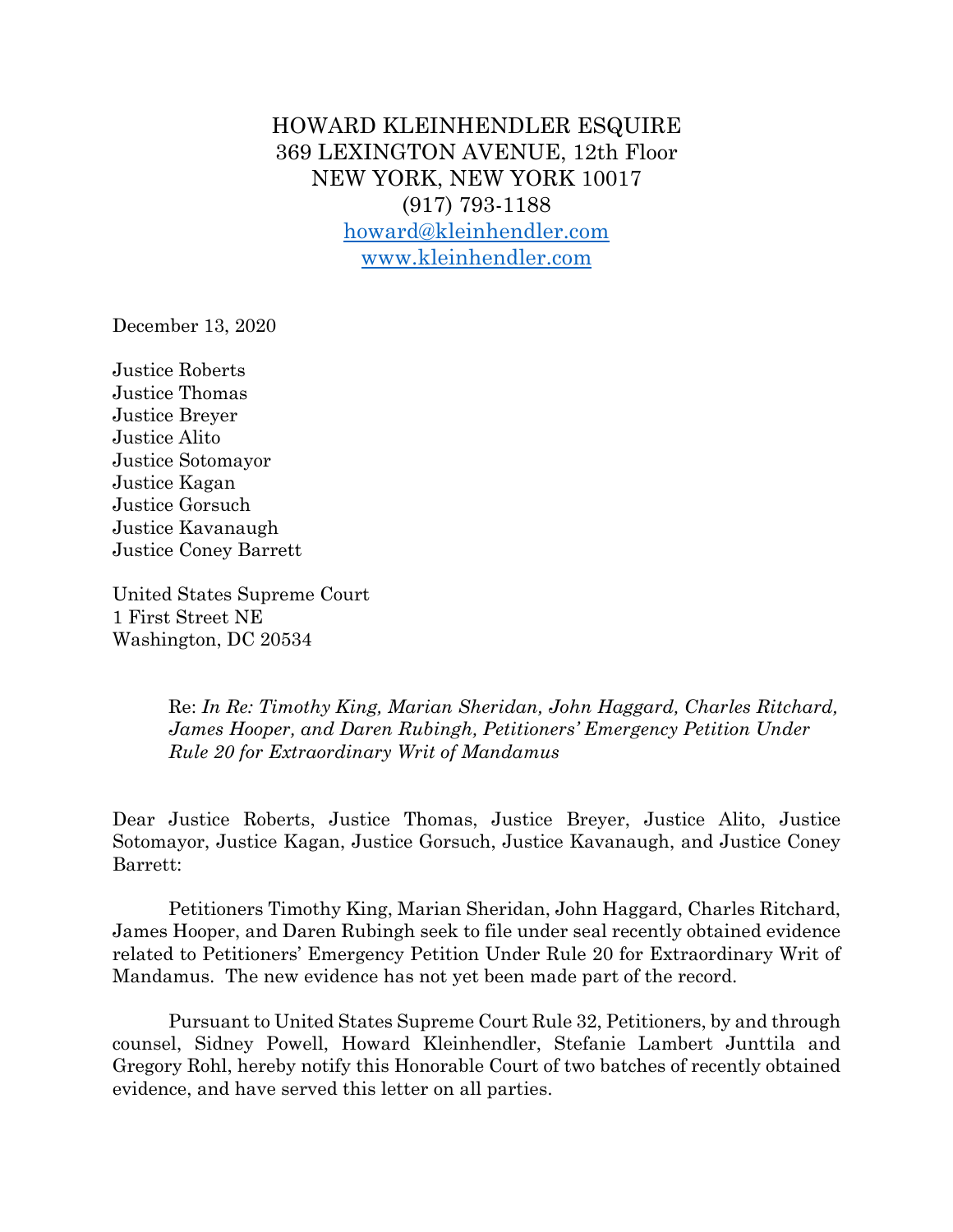HOWARD KLEINHENDLER ESQUIRE
369 LEXINGTON AVENUE, 12th Floor
NEW YORK, NEW YORK 10017
(917) 793-1188
howard@kleinhendler.com
www.kleinhendler.com

December 13, 2020

Justice Roberts
Justice Thomas
Justice Breyer
Justice Alito
Justice Sotomayor
Justice Kagan
Justice Gorsuch
Justice Kavanaugh
Justice Coney Barrett

United States Supreme Court
1 First Street NE
Washington, DC 20534

> Re: *In Re: Timothy King, Marian Sheridan, John Haggard, Charles Ritchard, James Hooper, and Daren Rubingh, Petitioners' Emergency Petition Under Rule 20 for Extraordinary Writ of Mandamus*

Dear Justice Roberts, Justice Thomas, Justice Breyer, Justice Alito, Justice Sotomayor, Justice Kagan, Justice Gorsuch, Justice Kavanaugh, and Justice Coney Barrett:

Petitioners Timothy King, Marian Sheridan, John Haggard, Charles Ritchard, James Hooper, and Daren Rubingh seek to file under seal recently obtained evidence related to Petitioners' Emergency Petition Under Rule 20 for Extraordinary Writ of Mandamus. The new evidence has not yet been made part of the record.

Pursuant to United States Supreme Court Rule 32, Petitioners, by and through counsel, Sidney Powell, Howard Kleinhendler, Stefanie Lambert Junttila and Gregory Rohl, hereby notify this Honorable Court of two batches of recently obtained evidence, and have served this letter on all parties.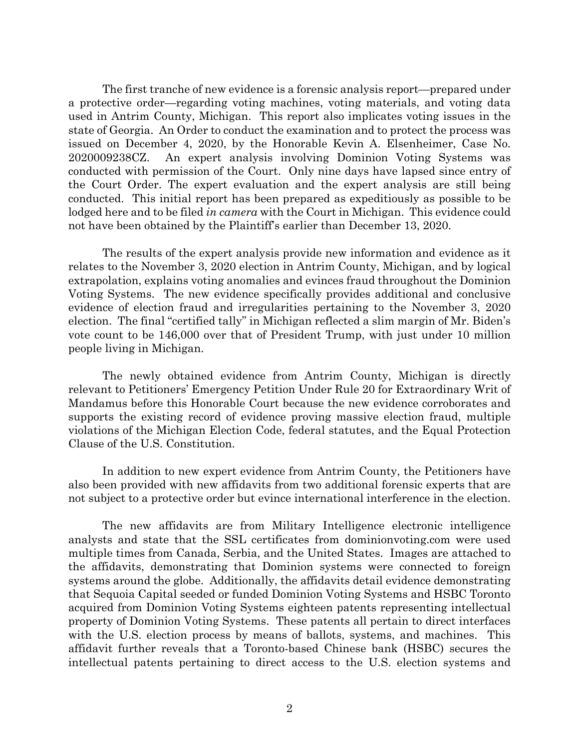The first tranche of new evidence is a forensic analysis report—prepared under a protective order—regarding voting machines, voting materials, and voting data used in Antrim County, Michigan. This report also implicates voting issues in the state of Georgia. An Order to conduct the examination and to protect the process was issued on December 4, 2020, by the Honorable Kevin A. Elsenheimer, Case No. 2020009238CZ. An expert analysis involving Dominion Voting Systems was conducted with permission of the Court. Only nine days have lapsed since entry of the Court Order. The expert evaluation and the expert analysis are still being conducted. This initial report has been prepared as expeditiously as possible to be lodged here and to be filed *in camera* with the Court in Michigan. This evidence could not have been obtained by the Plaintiff's earlier than December 13, 2020.

The results of the expert analysis provide new information and evidence as it relates to the November 3, 2020 election in Antrim County, Michigan, and by logical extrapolation, explains voting anomalies and evinces fraud throughout the Dominion Voting Systems. The new evidence specifically provides additional and conclusive evidence of election fraud and irregularities pertaining to the November 3, 2020 election. The final "certified tally" in Michigan reflected a slim margin of Mr. Biden's vote count to be 146,000 over that of President Trump, with just under 10 million people living in Michigan.

The newly obtained evidence from Antrim County, Michigan is directly relevant to Petitioners' Emergency Petition Under Rule 20 for Extraordinary Writ of Mandamus before this Honorable Court because the new evidence corroborates and supports the existing record of evidence proving massive election fraud, multiple violations of the Michigan Election Code, federal statutes, and the Equal Protection Clause of the U.S. Constitution.

In addition to new expert evidence from Antrim County, the Petitioners have also been provided with new affidavits from two additional forensic experts that are not subject to a protective order but evince international interference in the election.

The new affidavits are from Military Intelligence electronic intelligence analysts and state that the SSL certificates from dominionvoting.com were used multiple times from Canada, Serbia, and the United States. Images are attached to the affidavits, demonstrating that Dominion systems were connected to foreign systems around the globe. Additionally, the affidavits detail evidence demonstrating that Sequoia Capital seeded or funded Dominion Voting Systems and HSBC Toronto acquired from Dominion Voting Systems eighteen patents representing intellectual property of Dominion Voting Systems. These patents all pertain to direct interfaces with the U.S. election process by means of ballots, systems, and machines. This affidavit further reveals that a Toronto-based Chinese bank (HSBC) secures the intellectual patents pertaining to direct access to the U.S. election systems and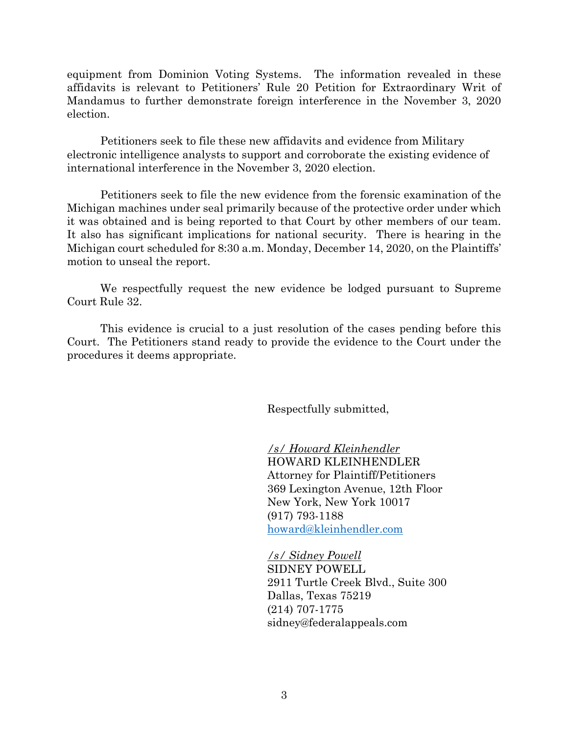equipment from Dominion Voting Systems. The information revealed in these affidavits is relevant to Petitioners' Rule 20 Petition for Extraordinary Writ of Mandamus to further demonstrate foreign interference in the November 3, 2020 election.

Petitioners seek to file these new affidavits and evidence from Military electronic intelligence analysts to support and corroborate the existing evidence of international interference in the November 3, 2020 election.

Petitioners seek to file the new evidence from the forensic examination of the Michigan machines under seal primarily because of the protective order under which it was obtained and is being reported to that Court by other members of our team. It also has significant implications for national security. There is hearing in the Michigan court scheduled for 8:30 a.m. Monday, December 14, 2020, on the Plaintiffs' motion to unseal the report.

We respectfully request the new evidence be lodged pursuant to Supreme Court Rule 32.

This evidence is crucial to a just resolution of the cases pending before this Court. The Petitioners stand ready to provide the evidence to the Court under the procedures it deems appropriate.

Respectfully submitted,

*/s/ Howard Kleinhendler*
HOWARD KLEINHENDLER
Attorney for Plaintiff/Petitioners
369 Lexington Avenue, 12th Floor
New York, New York 10017
(917) 793-1188
howard@kleinhendler.com

*/s/ Sidney Powell*
SIDNEY POWELL
2911 Turtle Creek Blvd., Suite 300
Dallas, Texas 75219
(214) 707-1775
sidney@federalappeals.com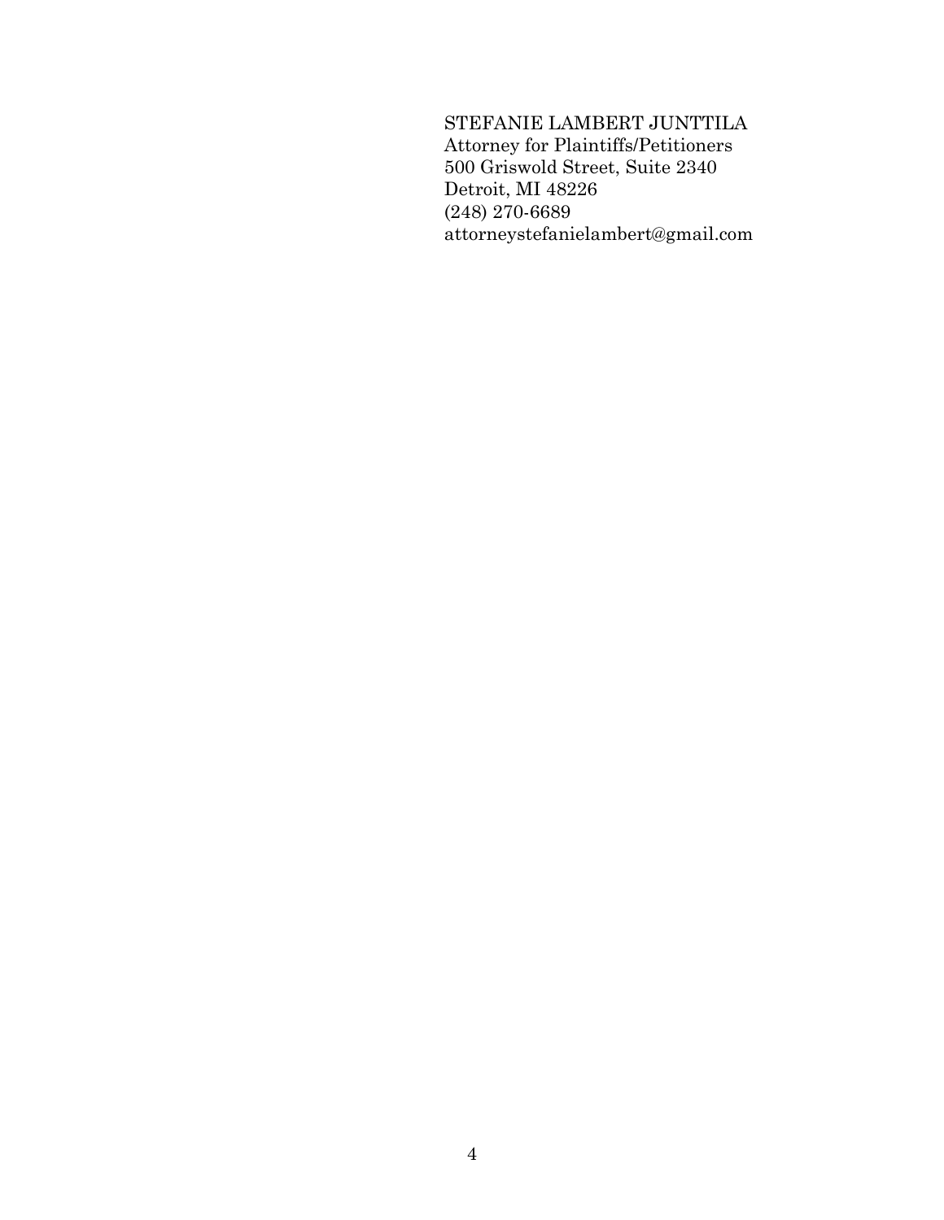STEFANIE LAMBERT JUNTTILA
Attorney for Plaintiffs/Petitioners
500 Griswold Street, Suite 2340
Detroit, MI 48226
(248) 270-6689
attorneystefanielambert@gmail.com